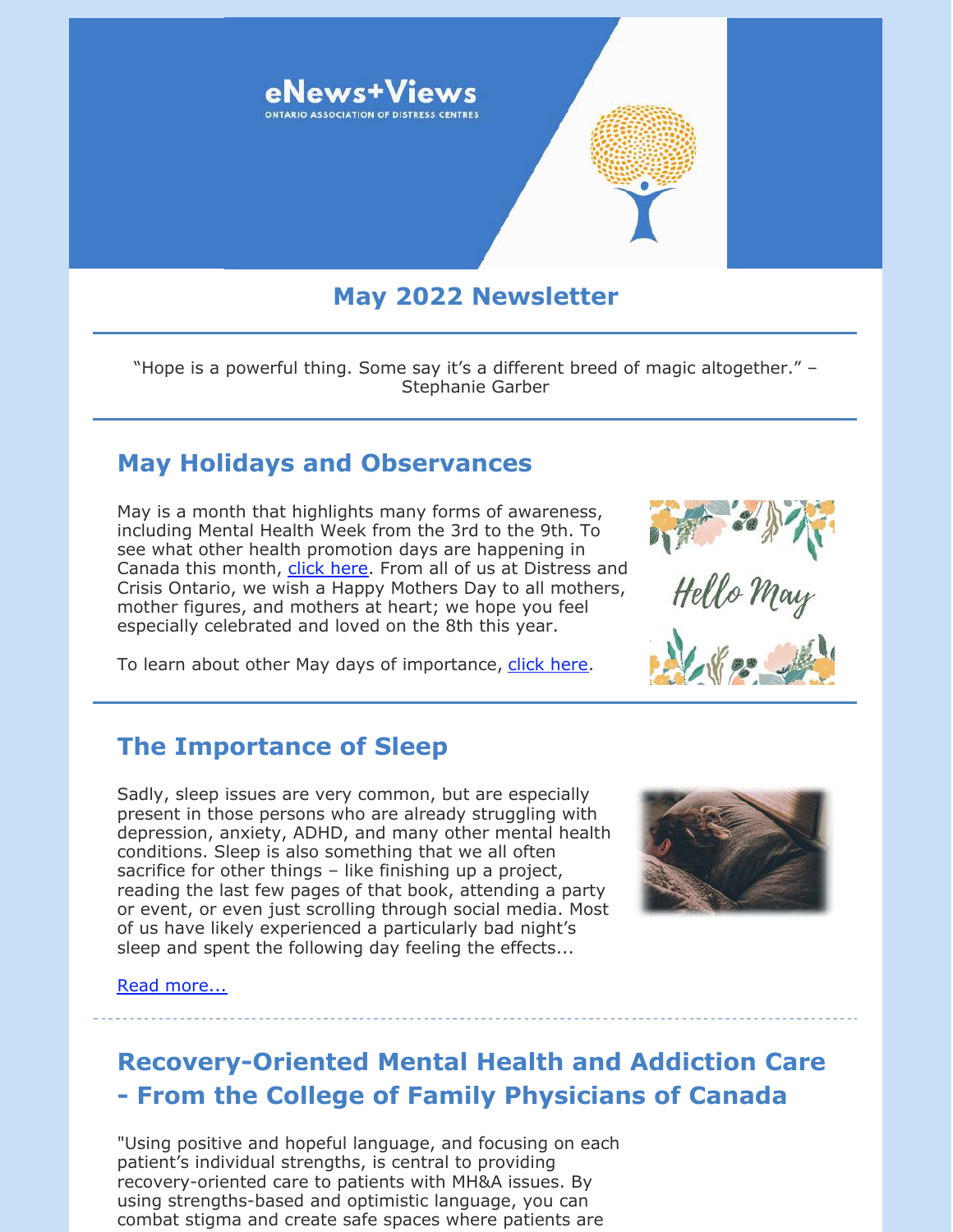eNews+Views

ONTARIO ASSOCIATION OF DISTRESS CENTRES

# May 2022 Newsletter

"Hope is a powerful thing. Some say it's a different breed of magic altogether." – Stephanie Garber

## May Holidays and Observances

May is a month that highlights many forms of awareness, including Mental Health Week from the 3rd to the 9th. To see what other health promotion days are happening in Canada this month, click here. From all of us at Distress and Crisis Ontario, we wish a Happy Mothers Day to all mothers, mother figures, and mothers at heart; we hope you feel especially celebrated and loved on the 8th this year.

To learn about other May days of importance, click here.

## The Importance of Sleep

Sadly, sleep issues are very common, but are especially present in those persons who are already struggling with depression, anxiety, ADHD, and many other mental health conditions. Sleep is also something that we all often sacrifice for other things – like finishing up a project, reading the last few pages of that book, attending a party or event, or even just scrolling through social media. Most of us have likely experienced a particularly bad night's sleep and spent the following day feeling the effects...

Read more...

## Recovery-Oriented Mental Health and Addiction Care - From the College of Family Physicians of Canada

"Using positive and hopeful language, and focusing on each patient's individual strengths, is central to providing recovery-oriented care to patients with MH&A issues. By using strengths-based and optimistic language, you can combat stigma and create safe spaces where patients are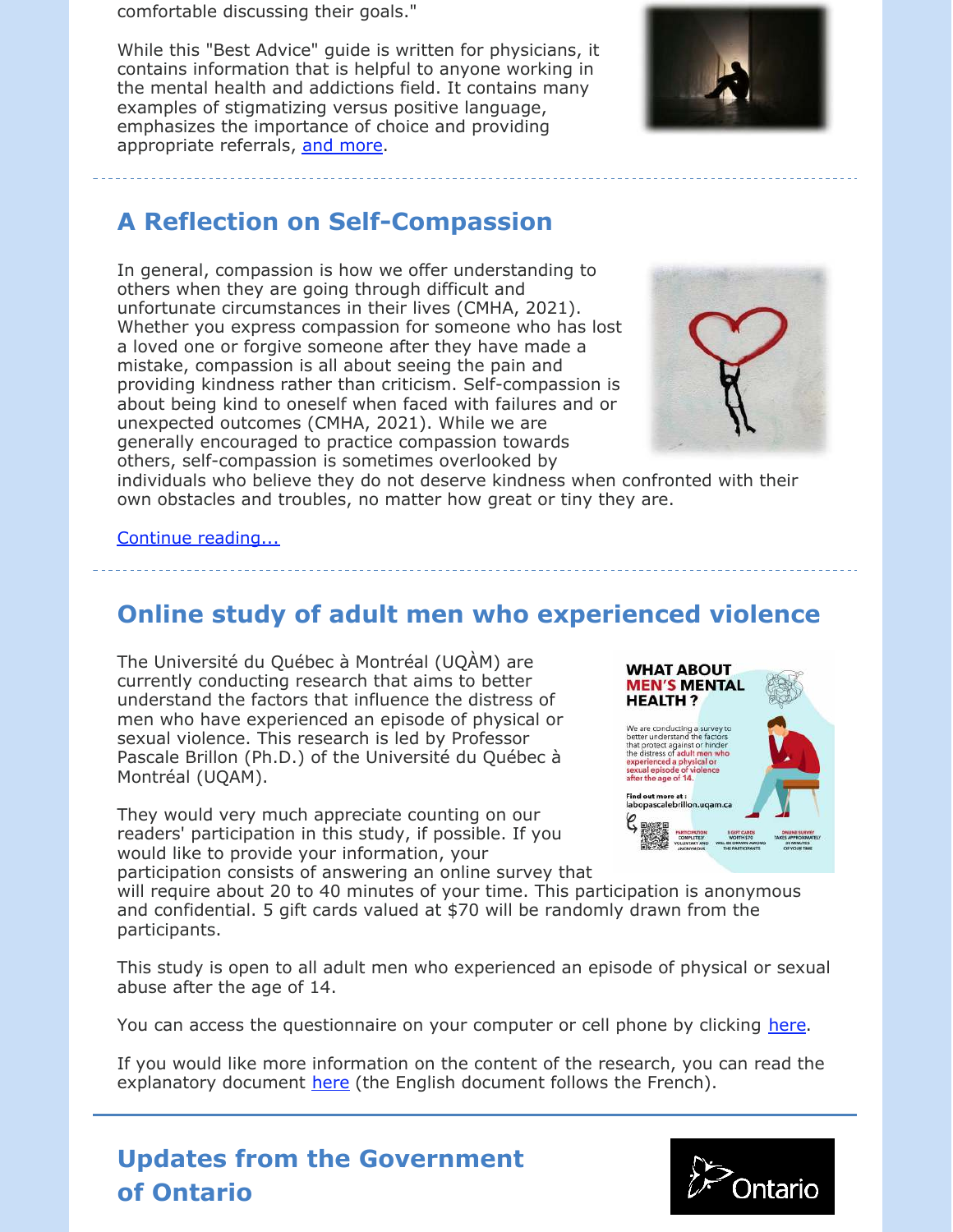comfortable discussing their goals."

While this "Best Advice" guide is written for physicians, it contains information that is helpful to anyone working in the mental health and addictions field. It contains many examples of stigmatizing versus positive language, emphasizes the importance of choice and providing appropriate referrals, and more.

## A Reflection on Self-Compassion

In general, compassion is how we offer understanding to others when they are going through difficult and unfortunate circumstances in their lives (CMHA, 2021). Whether you express compassion for someone who has lost a loved one or forgive someone after they have made a mistake, compassion is all about seeing the pain and providing kindness rather than criticism. Self-compassion is about being kind to oneself when faced with failures and or unexpected outcomes (CMHA, 2021). While we are generally encouraged to practice compassion towards others, self-compassion is sometimes overlooked by individuals who believe they do not deserve kindness when confronted with their own obstacles and troubles, no matter how great or tiny they are.

Continue reading...

## Online study of adult men who experienced violence

The Université du Québec à Montréal (UQÀM) are currently conducting research that aims to better understand the factors that influence the distress of men who have experienced an episode of physical or sexual violence. This research is led by Professor Pascale Brillon (Ph.D.) of the Université du Québec à Montréal (UQAM).

They would very much appreciate counting on our readers' participation in this study, if possible. If you would like to provide your information, your participation consists of answering an online survey that will require about 20 to 40 minutes of your time. This participation is anonymous and confidential. 5 gift cards valued at $70 will be randomly drawn from the participants.

This study is open to all adult men who experienced an episode of physical or sexual abuse after the age of 14.

You can access the questionnaire on your computer or cell phone by clicking here.

If you would like more information on the content of the research, you can read the explanatory document here (the English document follows the French).

## Updates from the Government of Ontario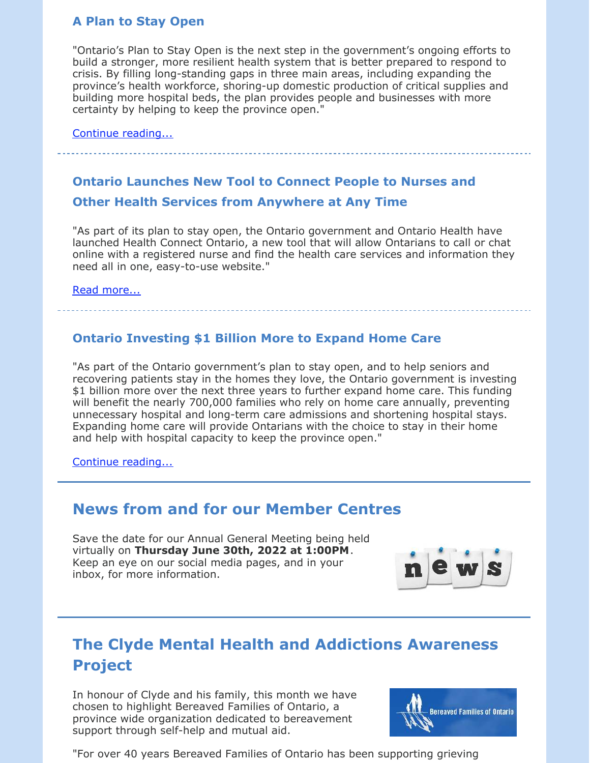### A Plan to Stay Open

"Ontario's Plan to Stay Open is the next step in the government's ongoing efforts to build a stronger, more resilient health system that is better prepared to respond to crisis. By filling long-standing gaps in three main areas, including expanding the province's health workforce, shoring-up domestic production of critical supplies and building more hospital beds, the plan provides people and businesses with more certainty by helping to keep the province open."

Continue reading...

---

### Ontario Launches New Tool to Connect People to Nurses and Other Health Services from Anywhere at Any Time

"As part of its plan to stay open, the Ontario government and Ontario Health have launched Health Connect Ontario, a new tool that will allow Ontarians to call or chat online with a registered nurse and find the health care services and information they need all in one, easy-to-use website."

Read more...

---

### Ontario Investing $1 Billion More to Expand Home Care

"As part of the Ontario government's plan to stay open, and to help seniors and recovering patients stay in the homes they love, the Ontario government is investing $1 billion more over the next three years to further expand home care. This funding will benefit the nearly 700,000 families who rely on home care annually, preventing unnecessary hospital and long-term care admissions and shortening hospital stays. Expanding home care will provide Ontarians with the choice to stay in their home and help with hospital capacity to keep the province open."

Continue reading...

---

## News from and for our Member Centres

Save the date for our Annual General Meeting being held virtually on **Thursday June 30th, 2022 at 1:00PM**. Keep an eye on our social media pages, and in your inbox, for more information.

---

## The Clyde Mental Health and Addictions Awareness Project

In honour of Clyde and his family, this month we have chosen to highlight Bereaved Families of Ontario, a province wide organization dedicated to bereavement support through self-help and mutual aid.

"For over 40 years Bereaved Families of Ontario has been supporting grieving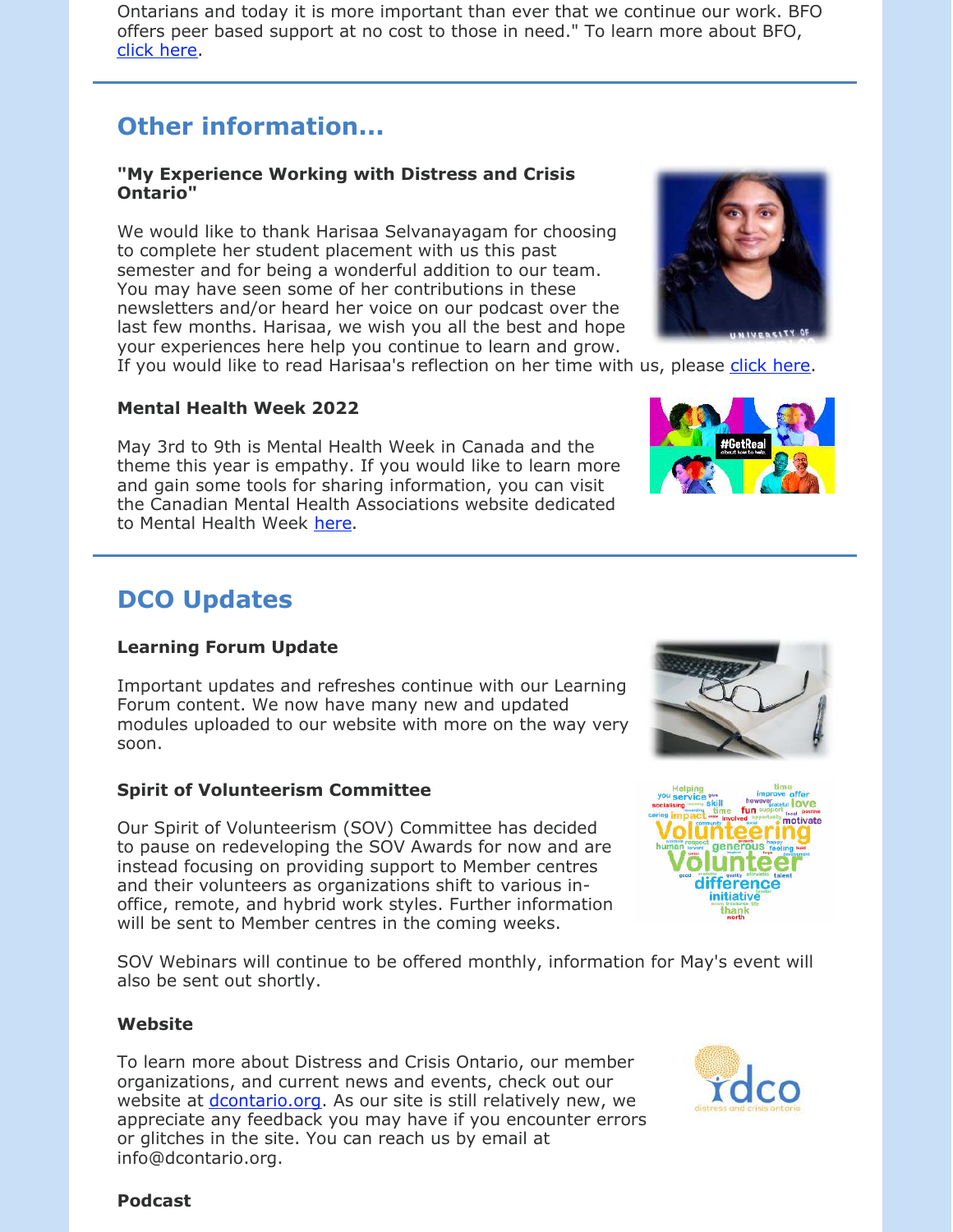Ontarians and today it is more important than ever that we continue our work. BFO offers peer based support at no cost to those in need." To learn more about BFO, click here.

## Other information...

**"My Experience Working with Distress and Crisis Ontario"**

We would like to thank Harisaa Selvanayagam for choosing to complete her student placement with us this past semester and for being a wonderful addition to our team. You may have seen some of her contributions in these newsletters and/or heard her voice on our podcast over the last few months. Harisaa, we wish you all the best and hope your experiences here help you continue to learn and grow. If you would like to read Harisaa's reflection on her time with us, please click here.

**Mental Health Week 2022**

May 3rd to 9th is Mental Health Week in Canada and the theme this year is empathy. If you would like to learn more and gain some tools for sharing information, you can visit the Canadian Mental Health Associations website dedicated to Mental Health Week here.

## DCO Updates

**Learning Forum Update**

Important updates and refreshes continue with our Learning Forum content. We now have many new and updated modules uploaded to our website with more on the way very soon.

**Spirit of Volunteerism Committee**

Our Spirit of Volunteerism (SOV) Committee has decided to pause on redeveloping the SOV Awards for now and are instead focusing on providing support to Member centres and their volunteers as organizations shift to various in-office, remote, and hybrid work styles. Further information will be sent to Member centres in the coming weeks.

SOV Webinars will continue to be offered monthly, information for May's event will also be sent out shortly.

**Website**

To learn more about Distress and Crisis Ontario, our member organizations, and current news and events, check out our website at dcontario.org. As our site is still relatively new, we appreciate any feedback you may have if you encounter errors or glitches in the site. You can reach us by email at info@dcontario.org.

**Podcast**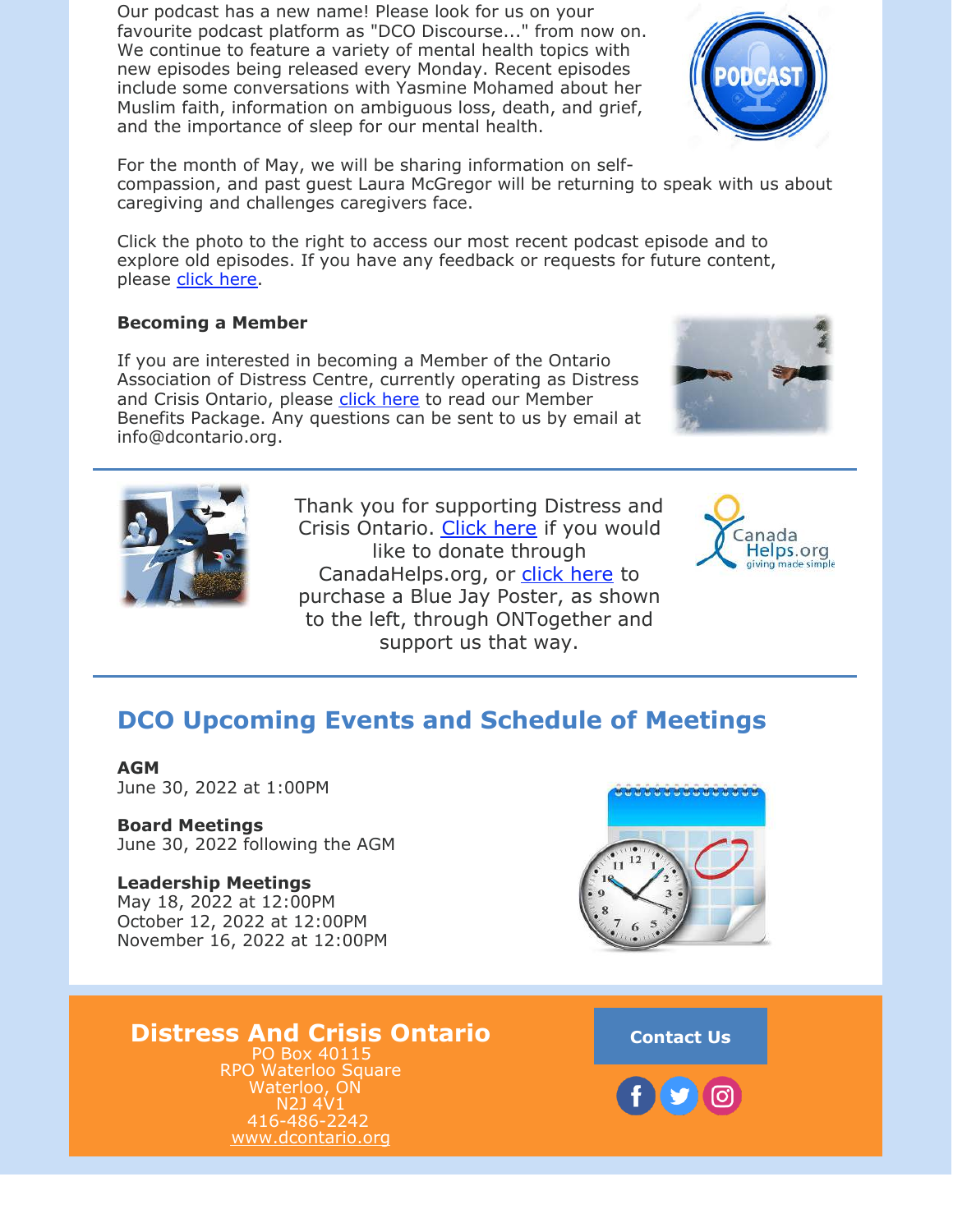Our podcast has a new name! Please look for us on your favourite podcast platform as "DCO Discourse..." from now on. We continue to feature a variety of mental health topics with new episodes being released every Monday. Recent episodes include some conversations with Yasmine Mohamed about her Muslim faith, information on ambiguous loss, death, and grief, and the importance of sleep for our mental health.

For the month of May, we will be sharing information on self-compassion, and past guest Laura McGregor will be returning to speak with us about caregiving and challenges caregivers face.

Click the photo to the right to access our most recent podcast episode and to explore old episodes. If you have any feedback or requests for future content, please click here.

**Becoming a Member**

If you are interested in becoming a Member of the Ontario Association of Distress Centre, currently operating as Distress and Crisis Ontario, please click here to read our Member Benefits Package. Any questions can be sent to us by email at info@dcontario.org.

---

Thank you for supporting Distress and Crisis Ontario. Click here if you would like to donate through CanadaHelps.org, or click here to purchase a Blue Jay Poster, as shown to the left, through ONTogether and support us that way.

---

## DCO Upcoming Events and Schedule of Meetings

**AGM**
June 30, 2022 at 1:00PM

**Board Meetings**
June 30, 2022 following the AGM

**Leadership Meetings**
May 18, 2022 at 12:00PM
October 12, 2022 at 12:00PM
November 16, 2022 at 12:00PM

**Distress And Crisis Ontario**
PO Box 40115
RPO Waterloo Square
Waterloo, ON
N2J 4V1
416-486-2242
www.dcontario.org

Contact Us